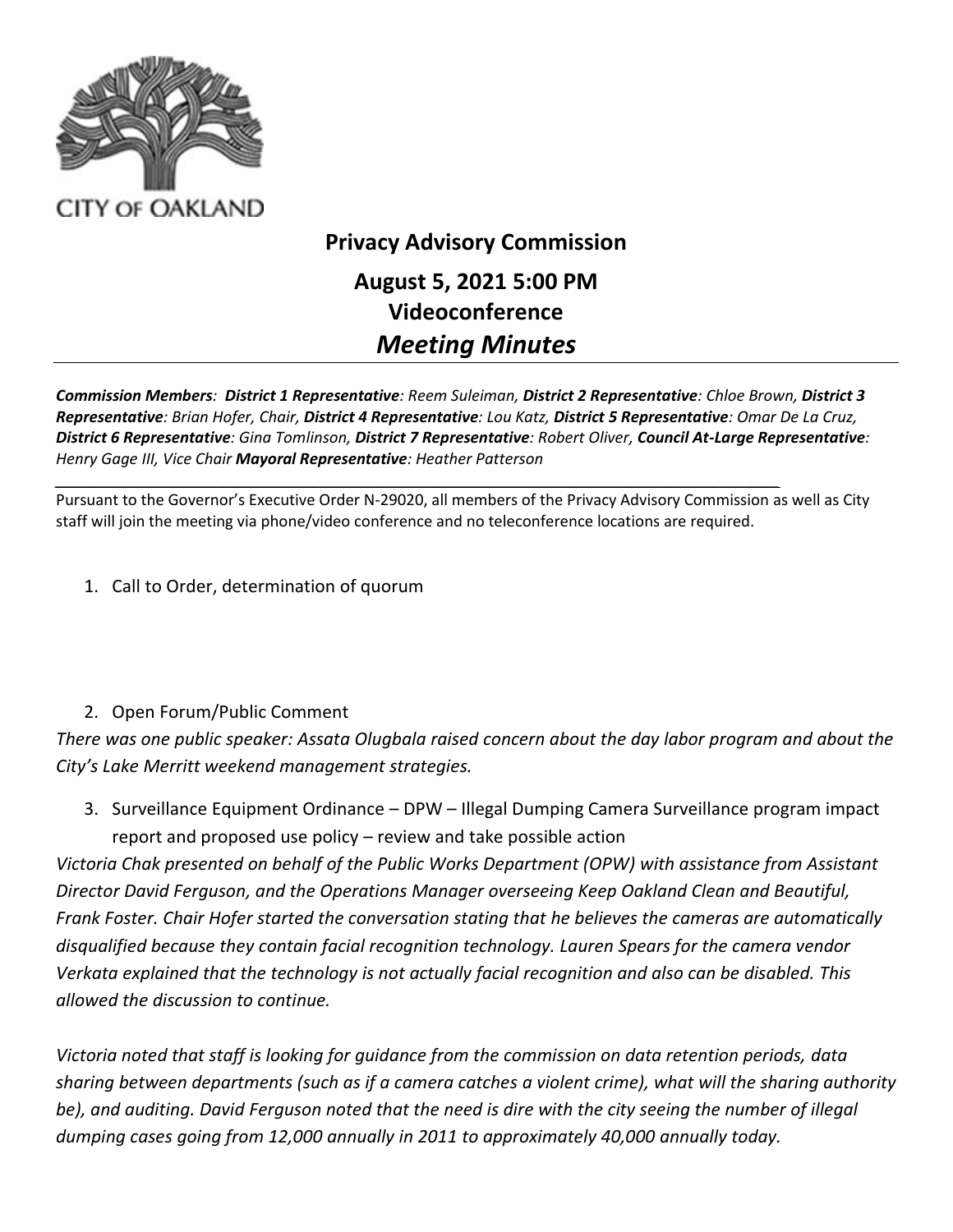CITY OF OAKLAND

# Privacy Advisory Commission

## August 5, 2021 5:00 PM
## Videoconference
## *Meeting Minutes*

***Commission Members**: **District 1 Representative**: Reem Suleiman, **District 2 Representative**: Chloe Brown, **District 3 Representative**: Brian Hofer, Chair, **District 4 Representative**: Lou Katz, **District 5 Representative**: Omar De La Cruz, **District 6 Representative**: Gina Tomlinson, **District 7 Representative**: Robert Oliver, **Council At-Large Representative**: Henry Gage III, Vice Chair **Mayoral Representative**: Heather Patterson*

Pursuant to the Governor's Executive Order N-29020, all members of the Privacy Advisory Commission as well as City staff will join the meeting via phone/video conference and no teleconference locations are required.

1. Call to Order, determination of quorum

2. Open Forum/Public Comment

*There was one public speaker: Assata Olugbala raised concern about the day labor program and about the City's Lake Merritt weekend management strategies.*

3. Surveillance Equipment Ordinance – DPW – Illegal Dumping Camera Surveillance program impact report and proposed use policy – review and take possible action

*Victoria Chak presented on behalf of the Public Works Department (OPW) with assistance from Assistant Director David Ferguson, and the Operations Manager overseeing Keep Oakland Clean and Beautiful, Frank Foster. Chair Hofer started the conversation stating that he believes the cameras are automatically disqualified because they contain facial recognition technology. Lauren Spears for the camera vendor Verkata explained that the technology is not actually facial recognition and also can be disabled. This allowed the discussion to continue.*

*Victoria noted that staff is looking for guidance from the commission on data retention periods, data sharing between departments (such as if a camera catches a violent crime), what will the sharing authority be), and auditing. David Ferguson noted that the need is dire with the city seeing the number of illegal dumping cases going from 12,000 annually in 2011 to approximately 40,000 annually today.*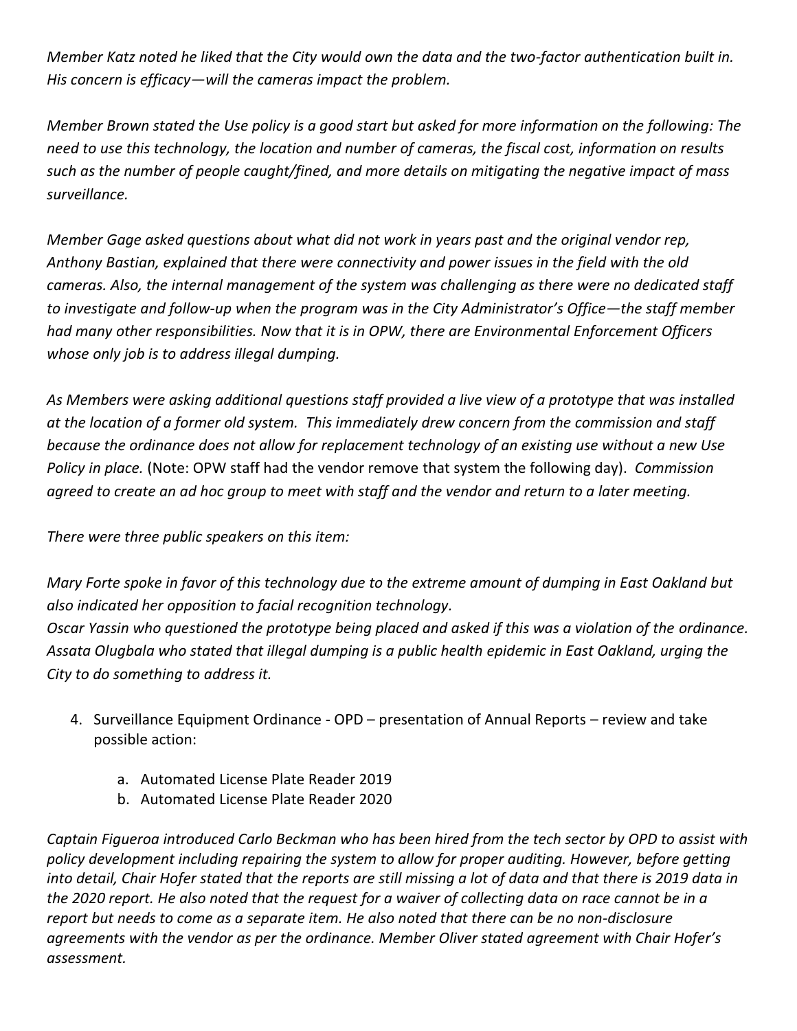*Member Katz noted he liked that the City would own the data and the two-factor authentication built in. His concern is efficacy—will the cameras impact the problem.*

*Member Brown stated the Use policy is a good start but asked for more information on the following: The need to use this technology, the location and number of cameras, the fiscal cost, information on results such as the number of people caught/fined, and more details on mitigating the negative impact of mass surveillance.*

*Member Gage asked questions about what did not work in years past and the original vendor rep, Anthony Bastian, explained that there were connectivity and power issues in the field with the old cameras. Also, the internal management of the system was challenging as there were no dedicated staff to investigate and follow-up when the program was in the City Administrator's Office—the staff member had many other responsibilities. Now that it is in OPW, there are Environmental Enforcement Officers whose only job is to address illegal dumping.*

*As Members were asking additional questions staff provided a live view of a prototype that was installed at the location of a former old system. This immediately drew concern from the commission and staff because the ordinance does not allow for replacement technology of an existing use without a new Use Policy in place.* (Note: OPW staff had the vendor remove that system the following day). *Commission agreed to create an ad hoc group to meet with staff and the vendor and return to a later meeting.*

*There were three public speakers on this item:*

*Mary Forte spoke in favor of this technology due to the extreme amount of dumping in East Oakland but also indicated her opposition to facial recognition technology.*
*Oscar Yassin who questioned the prototype being placed and asked if this was a violation of the ordinance.*
*Assata Olugbala who stated that illegal dumping is a public health epidemic in East Oakland, urging the City to do something to address it.*

4. Surveillance Equipment Ordinance - OPD – presentation of Annual Reports – review and take possible action:

    a. Automated License Plate Reader 2019
    b. Automated License Plate Reader 2020

*Captain Figueroa introduced Carlo Beckman who has been hired from the tech sector by OPD to assist with policy development including repairing the system to allow for proper auditing. However, before getting into detail, Chair Hofer stated that the reports are still missing a lot of data and that there is 2019 data in the 2020 report. He also noted that the request for a waiver of collecting data on race cannot be in a report but needs to come as a separate item. He also noted that there can be no non-disclosure agreements with the vendor as per the ordinance. Member Oliver stated agreement with Chair Hofer's assessment.*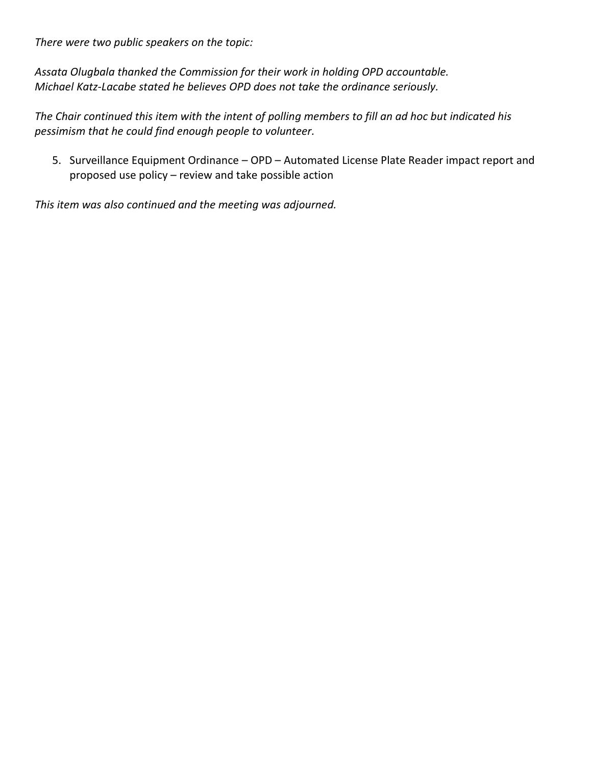*There were two public speakers on the topic:*

*Assata Olugbala thanked the Commission for their work in holding OPD accountable.*
*Michael Katz-Lacabe stated he believes OPD does not take the ordinance seriously.*

*The Chair continued this item with the intent of polling members to fill an ad hoc but indicated his pessimism that he could find enough people to volunteer.*

5. Surveillance Equipment Ordinance – OPD – Automated License Plate Reader impact report and proposed use policy – review and take possible action

*This item was also continued and the meeting was adjourned.*